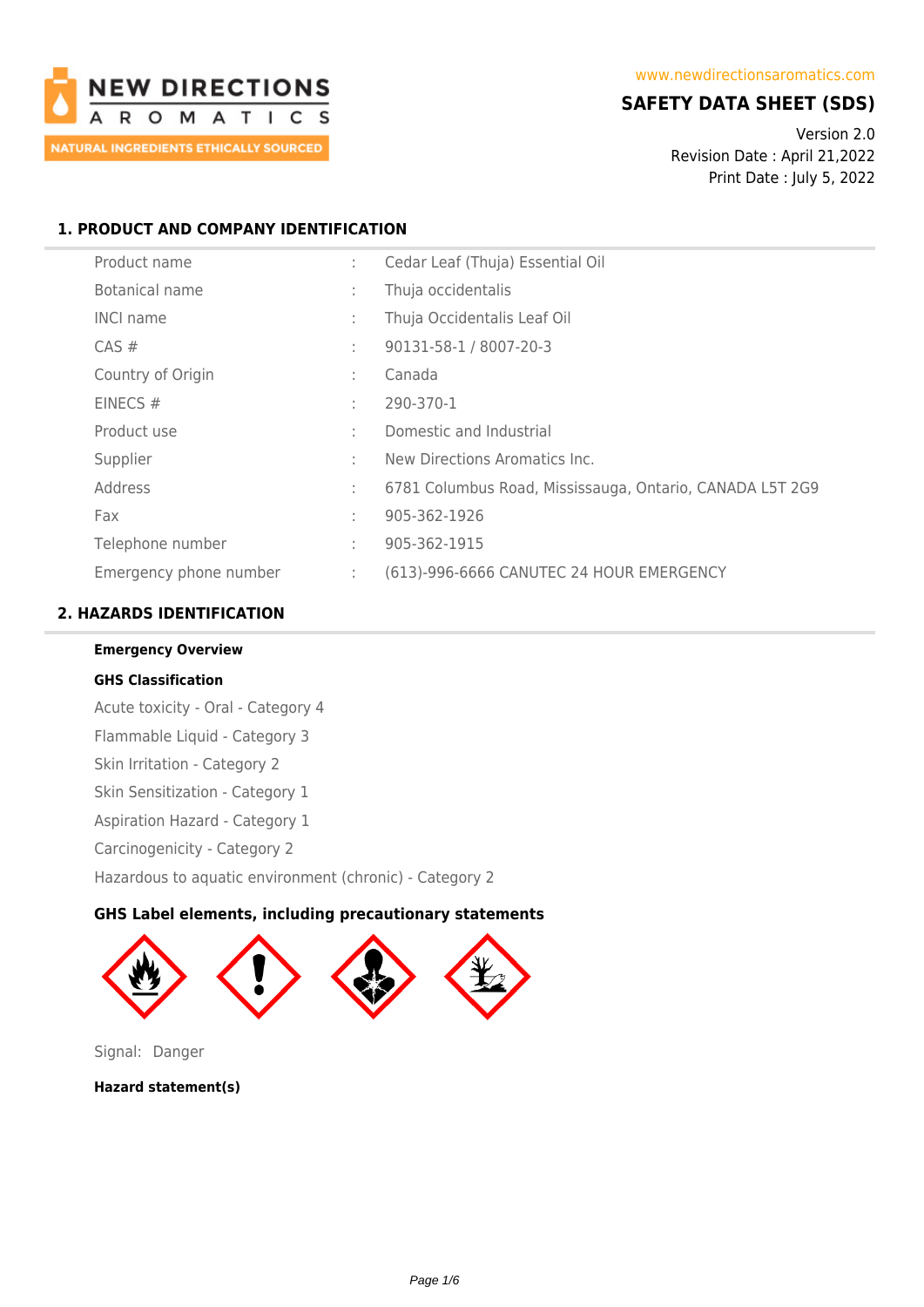NEW DIRECTIONS AROMATICS

NATURAL INGREDIENTS ETHICALLY SOURCED

www.newdirectionsaromatics.com

# SAFETY DATA SHEET (SDS)

Version 2.0
Revision Date : April 21,2022
Print Date : July 5, 2022

## 1. PRODUCT AND COMPANY IDENTIFICATION

| | | |
|---|---|---|
| Product name | : | Cedar Leaf (Thuja) Essential Oil |
| Botanical name | : | Thuja occidentalis |
| INCI name | : | Thuja Occidentalis Leaf Oil |
| CAS # | : | 90131-58-1 / 8007-20-3 |
| Country of Origin | : | Canada |
| EINECS # | : | 290-370-1 |
| Product use | : | Domestic and Industrial |
| Supplier | : | New Directions Aromatics Inc. |
| Address | : | 6781 Columbus Road, Mississauga, Ontario, CANADA L5T 2G9 |
| Fax | : | 905-362-1926 |
| Telephone number | : | 905-362-1915 |
| Emergency phone number | : | (613)-996-6666 CANUTEC 24 HOUR EMERGENCY |

## 2. HAZARDS IDENTIFICATION

**Emergency Overview**

**GHS Classification**

Acute toxicity - Oral - Category 4
Flammable Liquid - Category 3
Skin Irritation - Category 2
Skin Sensitization - Category 1
Aspiration Hazard - Category 1
Carcinogenicity - Category 2
Hazardous to aquatic environment (chronic) - Category 2

**GHS Label elements, including precautionary statements**

Signal: Danger

**Hazard statement(s)**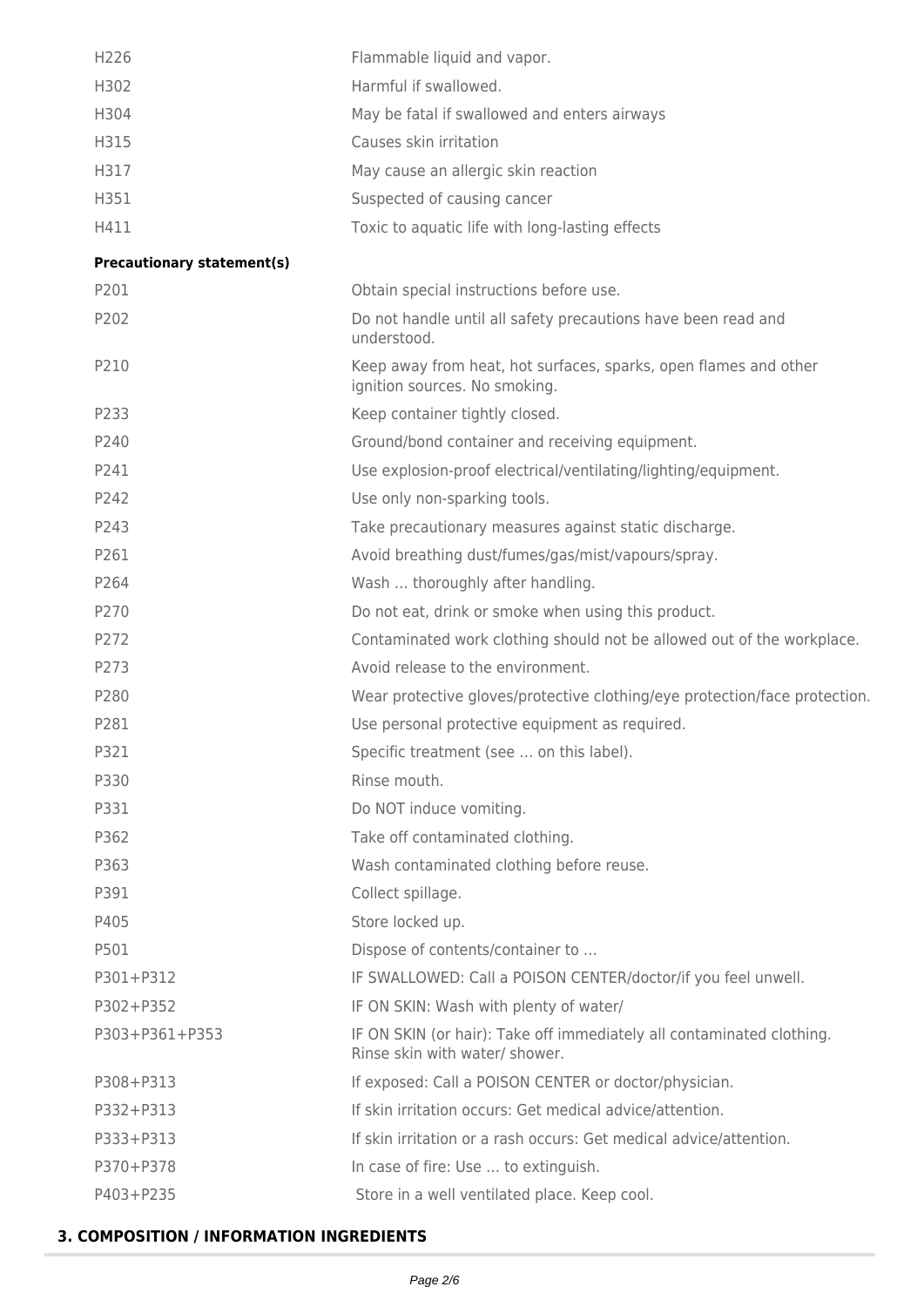| | |
|---|---|
| H226 | Flammable liquid and vapor. |
| H302 | Harmful if swallowed. |
| H304 | May be fatal if swallowed and enters airways |
| H315 | Causes skin irritation |
| H317 | May cause an allergic skin reaction |
| H351 | Suspected of causing cancer |
| H411 | Toxic to aquatic life with long-lasting effects |

**Precautionary statement(s)**

| | |
|---|---|
| P201 | Obtain special instructions before use. |
| P202 | Do not handle until all safety precautions have been read and understood. |
| P210 | Keep away from heat, hot surfaces, sparks, open flames and other ignition sources. No smoking. |
| P233 | Keep container tightly closed. |
| P240 | Ground/bond container and receiving equipment. |
| P241 | Use explosion-proof electrical/ventilating/lighting/equipment. |
| P242 | Use only non-sparking tools. |
| P243 | Take precautionary measures against static discharge. |
| P261 | Avoid breathing dust/fumes/gas/mist/vapours/spray. |
| P264 | Wash … thoroughly after handling. |
| P270 | Do not eat, drink or smoke when using this product. |
| P272 | Contaminated work clothing should not be allowed out of the workplace. |
| P273 | Avoid release to the environment. |
| P280 | Wear protective gloves/protective clothing/eye protection/face protection. |
| P281 | Use personal protective equipment as required. |
| P321 | Specific treatment (see … on this label). |
| P330 | Rinse mouth. |
| P331 | Do NOT induce vomiting. |
| P362 | Take off contaminated clothing. |
| P363 | Wash contaminated clothing before reuse. |
| P391 | Collect spillage. |
| P405 | Store locked up. |
| P501 | Dispose of contents/container to … |
| P301+P312 | IF SWALLOWED: Call a POISON CENTER/doctor/if you feel unwell. |
| P302+P352 | IF ON SKIN: Wash with plenty of water/ |
| P303+P361+P353 | IF ON SKIN (or hair): Take off immediately all contaminated clothing. Rinse skin with water/ shower. |
| P308+P313 | If exposed: Call a POISON CENTER or doctor/physician. |
| P332+P313 | If skin irritation occurs: Get medical advice/attention. |
| P333+P313 | If skin irritation or a rash occurs: Get medical advice/attention. |
| P370+P378 | In case of fire: Use … to extinguish. |
| P403+P235 | Store in a well ventilated place. Keep cool. |

## 3. COMPOSITION / INFORMATION INGREDIENTS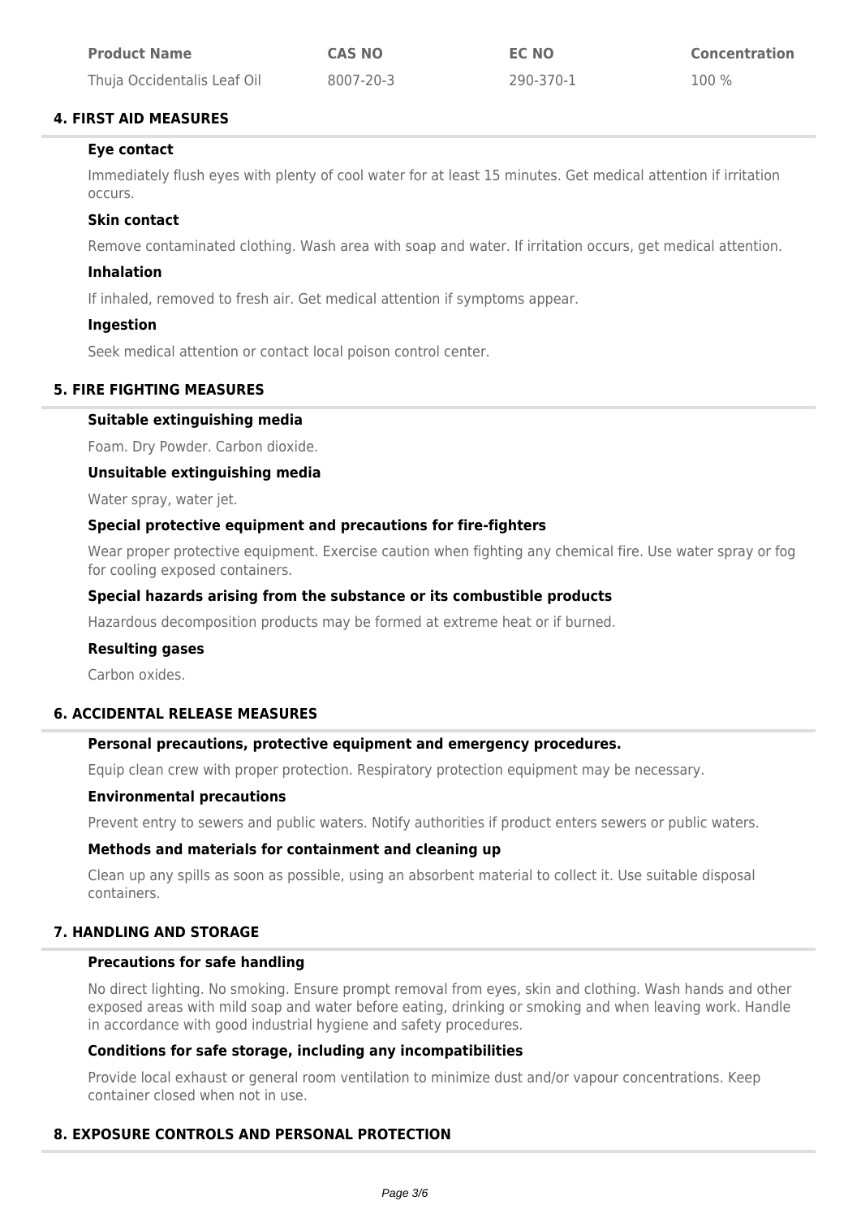| Product Name | CAS NO | EC NO | Concentration |
| --- | --- | --- | --- |
| Thuja Occidentalis Leaf Oil | 8007-20-3 | 290-370-1 | 100 % |

## 4. FIRST AID MEASURES

### Eye contact

Immediately flush eyes with plenty of cool water for at least 15 minutes. Get medical attention if irritation occurs.

### Skin contact

Remove contaminated clothing. Wash area with soap and water. If irritation occurs, get medical attention.

### Inhalation

If inhaled, removed to fresh air. Get medical attention if symptoms appear.

### Ingestion

Seek medical attention or contact local poison control center.

## 5. FIRE FIGHTING MEASURES

### Suitable extinguishing media

Foam. Dry Powder. Carbon dioxide.

### Unsuitable extinguishing media

Water spray, water jet.

### Special protective equipment and precautions for fire-fighters

Wear proper protective equipment. Exercise caution when fighting any chemical fire. Use water spray or fog for cooling exposed containers.

### Special hazards arising from the substance or its combustible products

Hazardous decomposition products may be formed at extreme heat or if burned.

### Resulting gases

Carbon oxides.

## 6. ACCIDENTAL RELEASE MEASURES

### Personal precautions, protective equipment and emergency procedures.

Equip clean crew with proper protection. Respiratory protection equipment may be necessary.

### Environmental precautions

Prevent entry to sewers and public waters. Notify authorities if product enters sewers or public waters.

### Methods and materials for containment and cleaning up

Clean up any spills as soon as possible, using an absorbent material to collect it. Use suitable disposal containers.

## 7. HANDLING AND STORAGE

### Precautions for safe handling

No direct lighting. No smoking. Ensure prompt removal from eyes, skin and clothing. Wash hands and other exposed areas with mild soap and water before eating, drinking or smoking and when leaving work. Handle in accordance with good industrial hygiene and safety procedures.

### Conditions for safe storage, including any incompatibilities

Provide local exhaust or general room ventilation to minimize dust and/or vapour concentrations. Keep container closed when not in use.

## 8. EXPOSURE CONTROLS AND PERSONAL PROTECTION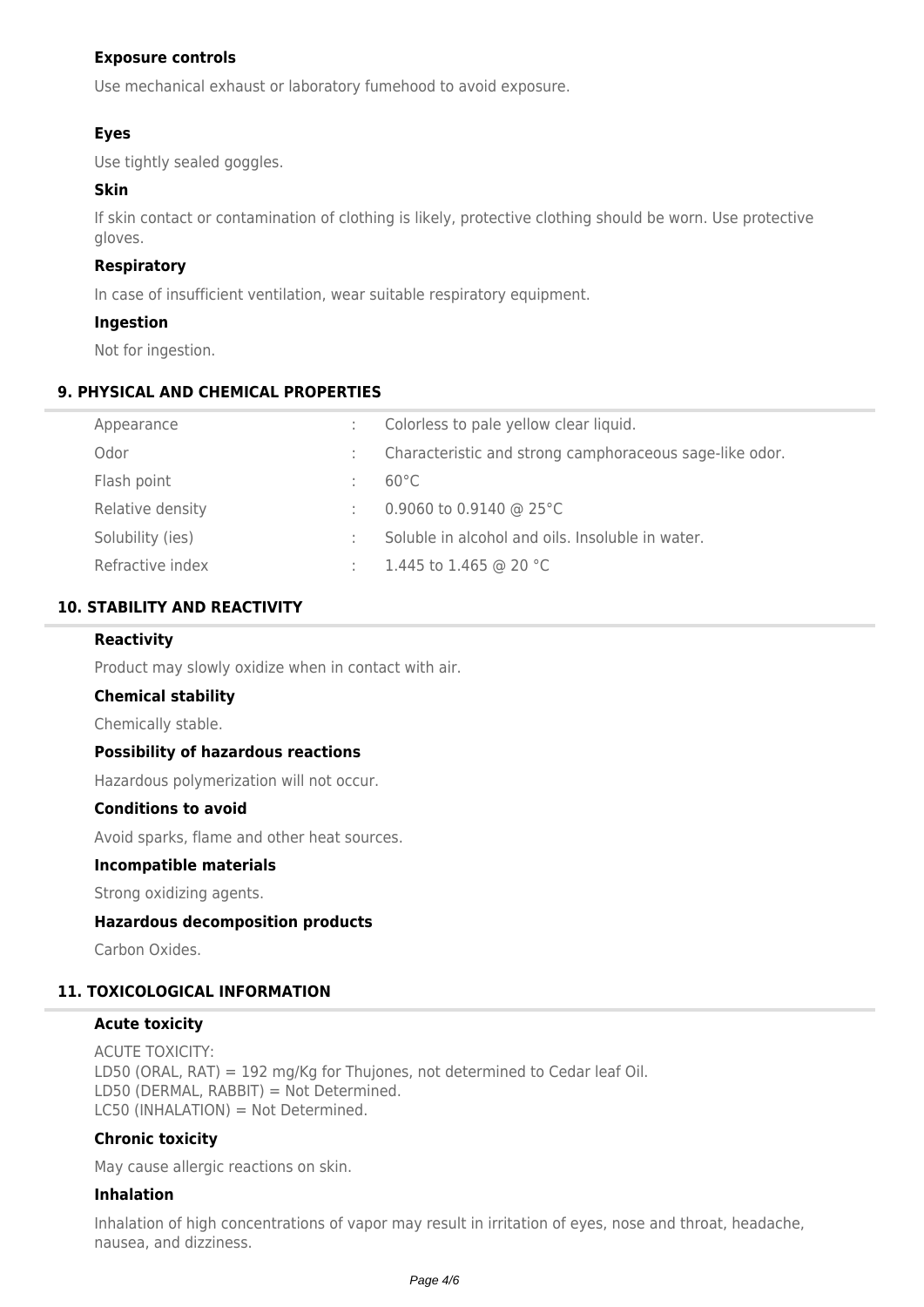### Exposure controls

Use mechanical exhaust or laboratory fumehood to avoid exposure.

### Eyes

Use tightly sealed goggles.

### Skin

If skin contact or contamination of clothing is likely, protective clothing should be worn. Use protective gloves.

### Respiratory

In case of insufficient ventilation, wear suitable respiratory equipment.

### Ingestion

Not for ingestion.

## 9. PHYSICAL AND CHEMICAL PROPERTIES

| | | |
|---|---|---|
| Appearance | : | Colorless to pale yellow clear liquid. |
| Odor | : | Characteristic and strong camphoraceous sage-like odor. |
| Flash point | : | 60°C |
| Relative density | : | 0.9060 to 0.9140 @ 25°C |
| Solubility (ies) | : | Soluble in alcohol and oils. Insoluble in water. |
| Refractive index | : | 1.445 to 1.465 @ 20 °C |

## 10. STABILITY AND REACTIVITY

### Reactivity

Product may slowly oxidize when in contact with air.

### Chemical stability

Chemically stable.

### Possibility of hazardous reactions

Hazardous polymerization will not occur.

### Conditions to avoid

Avoid sparks, flame and other heat sources.

### Incompatible materials

Strong oxidizing agents.

### Hazardous decomposition products

Carbon Oxides.

## 11. TOXICOLOGICAL INFORMATION

### Acute toxicity

ACUTE TOXICITY:
LD50 (ORAL, RAT) = 192 mg/Kg for Thujones, not determined to Cedar leaf Oil.
LD50 (DERMAL, RABBIT) = Not Determined.
LC50 (INHALATION) = Not Determined.

### Chronic toxicity

May cause allergic reactions on skin.

### Inhalation

Inhalation of high concentrations of vapor may result in irritation of eyes, nose and throat, headache, nausea, and dizziness.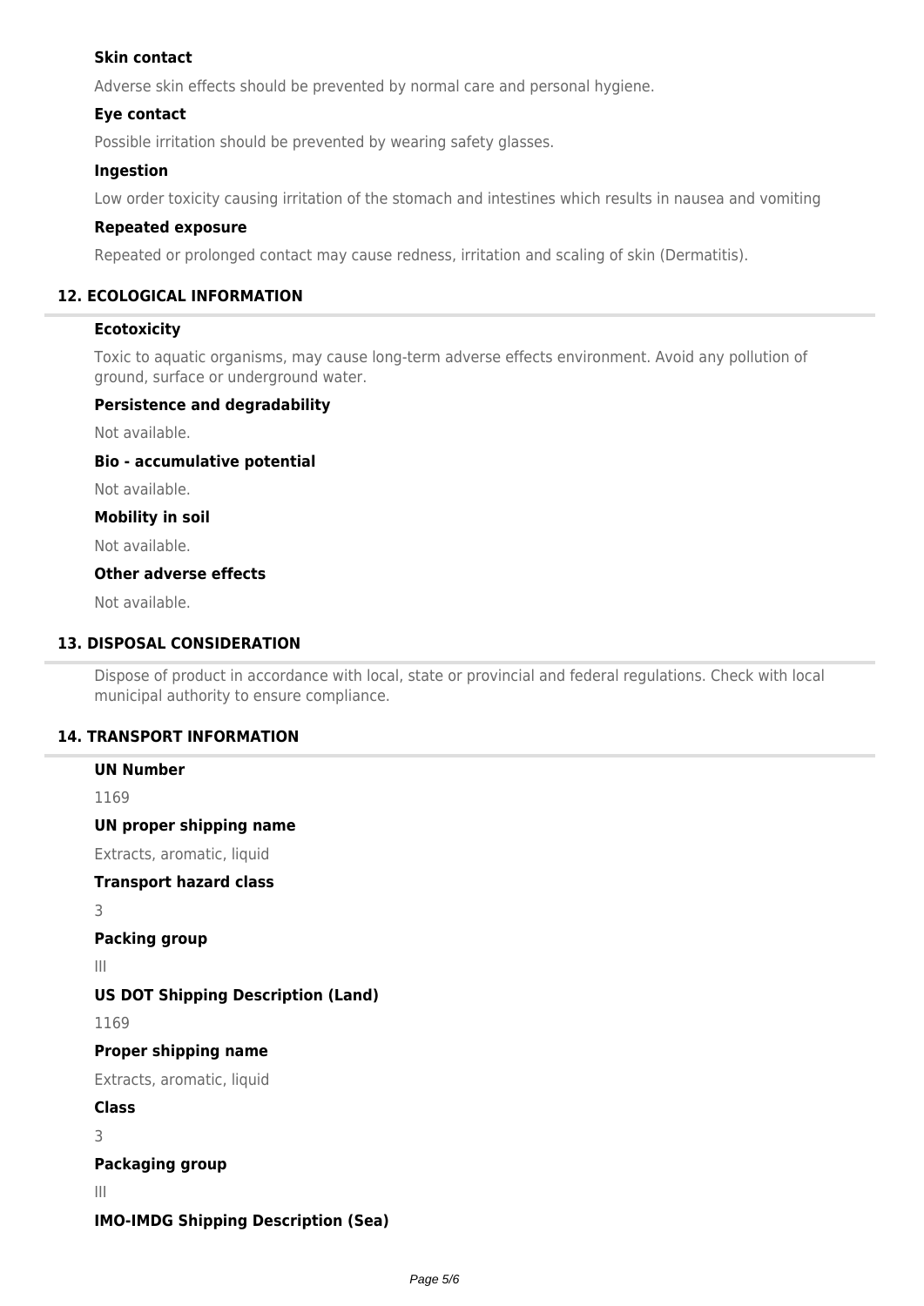**Skin contact**

Adverse skin effects should be prevented by normal care and personal hygiene.

**Eye contact**

Possible irritation should be prevented by wearing safety glasses.

**Ingestion**

Low order toxicity causing irritation of the stomach and intestines which results in nausea and vomiting

**Repeated exposure**

Repeated or prolonged contact may cause redness, irritation and scaling of skin (Dermatitis).

## 12. ECOLOGICAL INFORMATION

**Ecotoxicity**

Toxic to aquatic organisms, may cause long-term adverse effects environment. Avoid any pollution of ground, surface or underground water.

**Persistence and degradability**

Not available.

**Bio - accumulative potential**

Not available.

**Mobility in soil**

Not available.

**Other adverse effects**

Not available.

## 13. DISPOSAL CONSIDERATION

Dispose of product in accordance with local, state or provincial and federal regulations. Check with local municipal authority to ensure compliance.

## 14. TRANSPORT INFORMATION

**UN Number**

1169

**UN proper shipping name**

Extracts, aromatic, liquid

**Transport hazard class**

3

**Packing group**

III

**US DOT Shipping Description (Land)**

1169

**Proper shipping name**

Extracts, aromatic, liquid

**Class**

3

**Packaging group**

III

**IMO-IMDG Shipping Description (Sea)**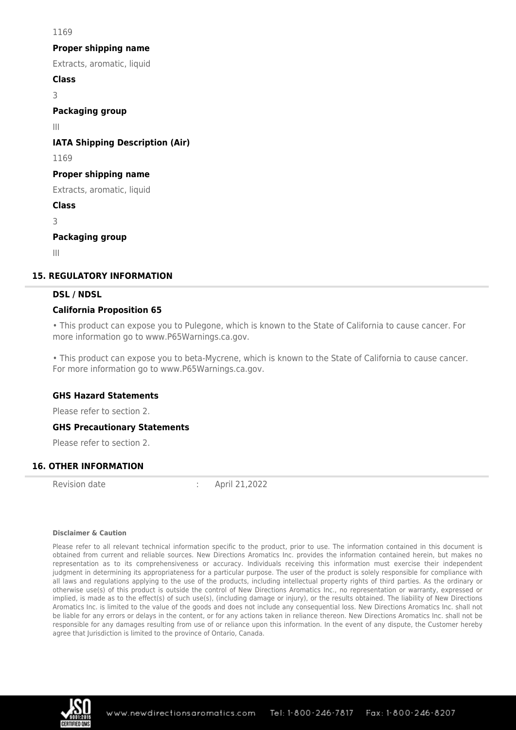1169

**Proper shipping name**

Extracts, aromatic, liquid

**Class**

3

**Packaging group**

III

**IATA Shipping Description (Air)**

1169

**Proper shipping name**

Extracts, aromatic, liquid

**Class**

3

**Packaging group**

III

## 15. REGULATORY INFORMATION

**DSL / NDSL**

**California Proposition 65**

• This product can expose you to Pulegone, which is known to the State of California to cause cancer. For more information go to www.P65Warnings.ca.gov.

• This product can expose you to beta-Mycrene, which is known to the State of California to cause cancer. For more information go to www.P65Warnings.ca.gov.

**GHS Hazard Statements**

Please refer to section 2.

**GHS Precautionary Statements**

Please refer to section 2.

## 16. OTHER INFORMATION

Revision date : April 21,2022

**Disclaimer & Caution**

Please refer to all relevant technical information specific to the product, prior to use. The information contained in this document is obtained from current and reliable sources. New Directions Aromatics Inc. provides the information contained herein, but makes no representation as to its comprehensiveness or accuracy. Individuals receiving this information must exercise their independent judgment in determining its appropriateness for a particular purpose. The user of the product is solely responsible for compliance with all laws and regulations applying to the use of the products, including intellectual property rights of third parties. As the ordinary or otherwise use(s) of this product is outside the control of New Directions Aromatics Inc., no representation or warranty, expressed or implied, is made as to the effect(s) of such use(s), (including damage or injury), or the results obtained. The liability of New Directions Aromatics Inc. is limited to the value of the goods and does not include any consequential loss. New Directions Aromatics Inc. shall not be liable for any errors or delays in the content, or for any actions taken in reliance thereon. New Directions Aromatics Inc. shall not be responsible for any damages resulting from use of or reliance upon this information. In the event of any dispute, the Customer hereby agree that Jurisdiction is limited to the province of Ontario, Canada.